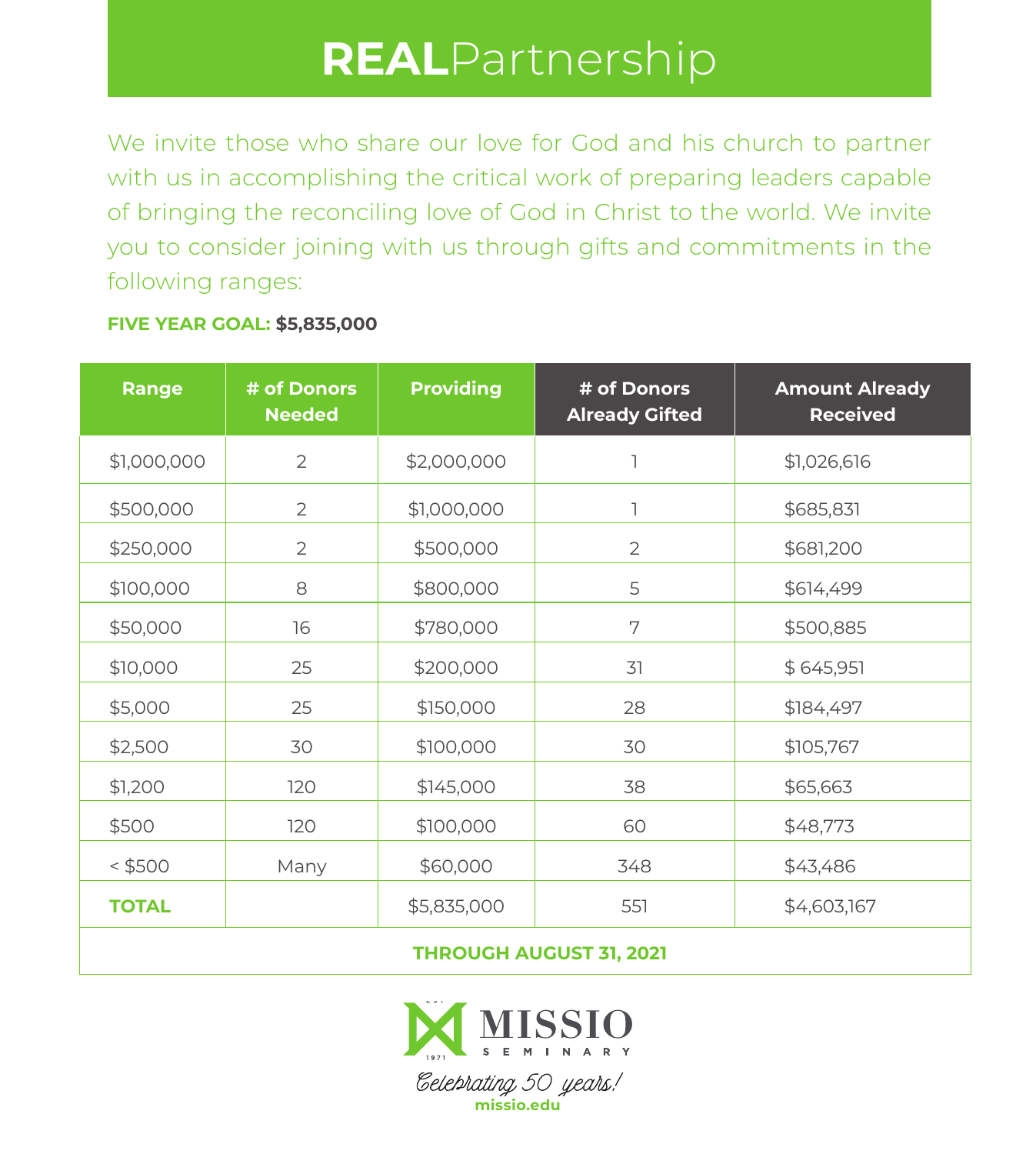# **REAL**Partnership

We invite those who share our love for God and his church to partner with us in accomplishing the critical work of preparing leaders capable of bringing the reconciling love of God in Christ to the world. We invite you to consider joining with us through gifts and commitments in the following ranges:

**FIVE YEAR GOAL: $5,835,000**

| Range | # of Donors Needed | Providing | # of Donors Already Gifted | Amount Already Received |
|---|---|---|---|---|
| $1,000,000 | 2 | $2,000,000 | 1 | $1,026,616 |
| $500,000 | 2 | $1,000,000 | 1 | $685,831 |
| $250,000 | 2 | $500,000 | 2 | $681,200 |
| $100,000 | 8 | $800,000 | 5 | $614,499 |
| $50,000 | 16 | $780,000 | 7 | $500,885 |
| $10,000 | 25 | $200,000 | 31 | $ 645,951 |
| $5,000 | 25 | $150,000 | 28 | $184,497 |
| $2,500 | 30 | $100,000 | 30 | $105,767 |
| $1,200 | 120 | $145,000 | 38 | $65,663 |
| $500 | 120 | $100,000 | 60 | $48,773 |
| < $500 | Many | $60,000 | 348 | $43,486 |
| **TOTAL** | | $5,835,000 | 551 | $4,603,167 |
| **THROUGH AUGUST 31, 2021** | | | | |

MISSIO SEMINARY

1971

*Celebrating 50 years!*

**missio.edu**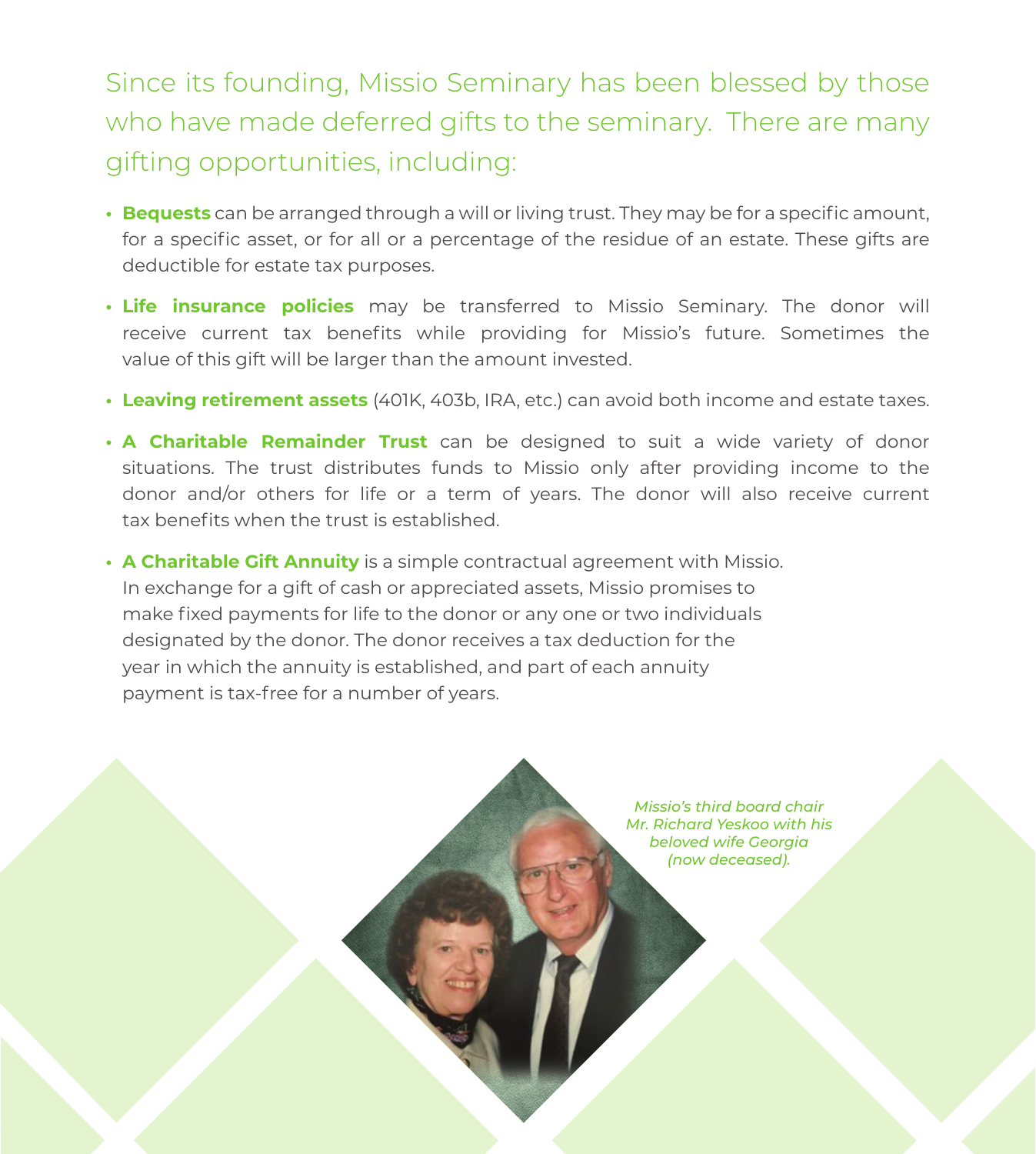Since its founding, Missio Seminary has been blessed by those who have made deferred gifts to the seminary. There are many gifting opportunities, including:

- **Bequests** can be arranged through a will or living trust. They may be for a specific amount, for a specific asset, or for all or a percentage of the residue of an estate. These gifts are deductible for estate tax purposes.
- **Life insurance policies** may be transferred to Missio Seminary. The donor will receive current tax benefits while providing for Missio's future. Sometimes the value of this gift will be larger than the amount invested.
- **Leaving retirement assets** (401K, 403b, IRA, etc.) can avoid both income and estate taxes.
- **A Charitable Remainder Trust** can be designed to suit a wide variety of donor situations. The trust distributes funds to Missio only after providing income to the donor and/or others for life or a term of years. The donor will also receive current tax benefits when the trust is established.
- **A Charitable Gift Annuity** is a simple contractual agreement with Missio. In exchange for a gift of cash or appreciated assets, Missio promises to make fixed payments for life to the donor or any one or two individuals designated by the donor. The donor receives a tax deduction for the year in which the annuity is established, and part of each annuity payment is tax-free for a number of years.

*Missio's third board chair Mr. Richard Yeskoo with his beloved wife Georgia (now deceased).*